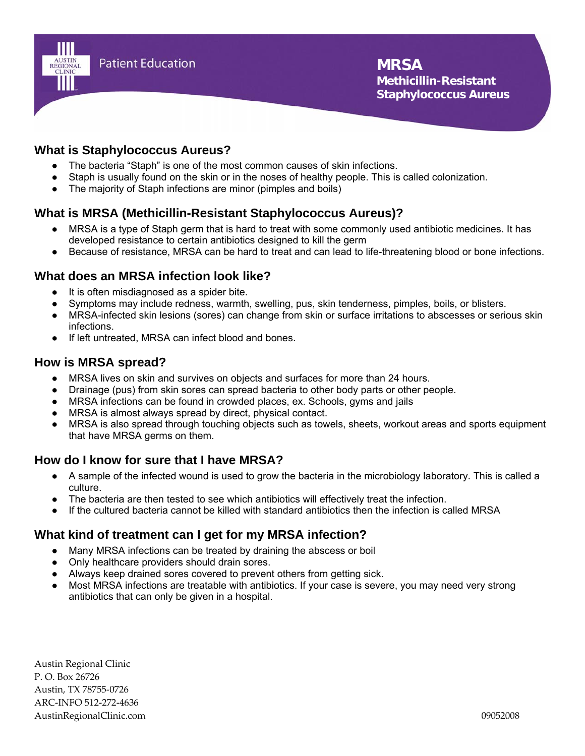Patient Education

# MRSA
## Methicillin-Resistant Staphylococcus Aureus

## What is Staphylococcus Aureus?

- The bacteria "Staph" is one of the most common causes of skin infections.
- Staph is usually found on the skin or in the noses of healthy people. This is called colonization.
- The majority of Staph infections are minor (pimples and boils)

## What is MRSA (Methicillin-Resistant Staphylococcus Aureus)?

- MRSA is a type of Staph germ that is hard to treat with some commonly used antibiotic medicines. It has developed resistance to certain antibiotics designed to kill the germ
- Because of resistance, MRSA can be hard to treat and can lead to life-threatening blood or bone infections.

## What does an MRSA infection look like?

- It is often misdiagnosed as a spider bite.
- Symptoms may include redness, warmth, swelling, pus, skin tenderness, pimples, boils, or blisters.
- MRSA-infected skin lesions (sores) can change from skin or surface irritations to abscesses or serious skin infections.
- If left untreated, MRSA can infect blood and bones.

## How is MRSA spread?

- MRSA lives on skin and survives on objects and surfaces for more than 24 hours.
- Drainage (pus) from skin sores can spread bacteria to other body parts or other people.
- MRSA infections can be found in crowded places, ex. Schools, gyms and jails
- MRSA is almost always spread by direct, physical contact.
- MRSA is also spread through touching objects such as towels, sheets, workout areas and sports equipment that have MRSA germs on them.

## How do I know for sure that I have MRSA?

- A sample of the infected wound is used to grow the bacteria in the microbiology laboratory. This is called a culture.
- The bacteria are then tested to see which antibiotics will effectively treat the infection.
- If the cultured bacteria cannot be killed with standard antibiotics then the infection is called MRSA

## What kind of treatment can I get for my MRSA infection?

- Many MRSA infections can be treated by draining the abscess or boil
- Only healthcare providers should drain sores.
- Always keep drained sores covered to prevent others from getting sick.
- Most MRSA infections are treatable with antibiotics. If your case is severe, you may need very strong antibiotics that can only be given in a hospital.

Austin Regional Clinic
P. O. Box 26726
Austin, TX 78755-0726
ARC-INFO 512-272-4636
AustinRegionalClinic.com

09052008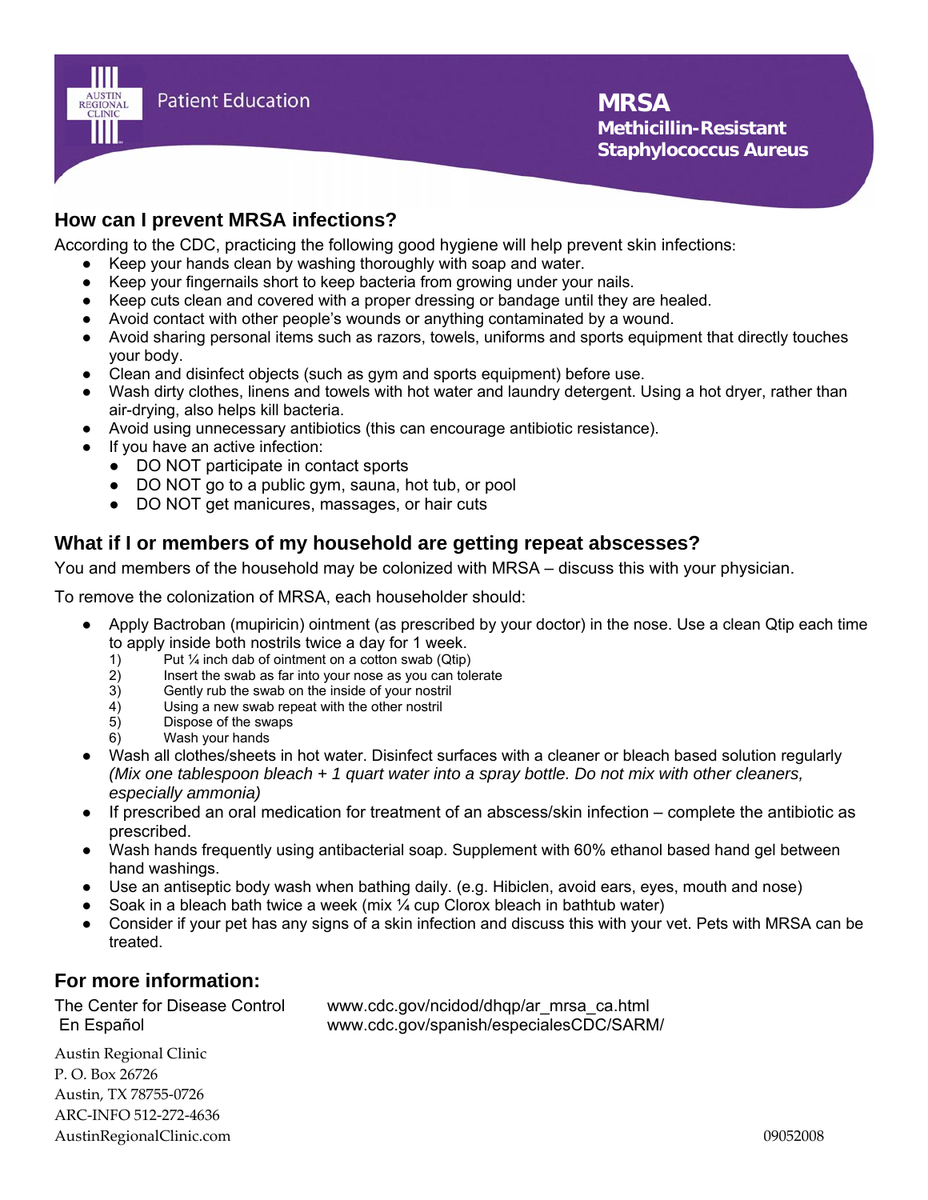Patient Education

# MRSA
**Methicillin-Resistant Staphylococcus Aureus**

## How can I prevent MRSA infections?

According to the CDC, practicing the following good hygiene will help prevent skin infections:

- Keep your hands clean by washing thoroughly with soap and water.
- Keep your fingernails short to keep bacteria from growing under your nails.
- Keep cuts clean and covered with a proper dressing or bandage until they are healed.
- Avoid contact with other people's wounds or anything contaminated by a wound.
- Avoid sharing personal items such as razors, towels, uniforms and sports equipment that directly touches your body.
- Clean and disinfect objects (such as gym and sports equipment) before use.
- Wash dirty clothes, linens and towels with hot water and laundry detergent. Using a hot dryer, rather than air-drying, also helps kill bacteria.
- Avoid using unnecessary antibiotics (this can encourage antibiotic resistance).
- If you have an active infection:
  - DO NOT participate in contact sports
  - DO NOT go to a public gym, sauna, hot tub, or pool
  - DO NOT get manicures, massages, or hair cuts

## What if I or members of my household are getting repeat abscesses?

You and members of the household may be colonized with MRSA – discuss this with your physician.

To remove the colonization of MRSA, each householder should:

- Apply Bactroban (mupiricin) ointment (as prescribed by your doctor) in the nose. Use a clean Qtip each time to apply inside both nostrils twice a day for 1 week.
  1) Put ¼ inch dab of ointment on a cotton swab (Qtip)
  2) Insert the swab as far into your nose as you can tolerate
  3) Gently rub the swab on the inside of your nostril
  4) Using a new swab repeat with the other nostril
  5) Dispose of the swaps
  6) Wash your hands
- Wash all clothes/sheets in hot water. Disinfect surfaces with a cleaner or bleach based solution regularly *(Mix one tablespoon bleach + 1 quart water into a spray bottle. Do not mix with other cleaners, especially ammonia)*
- If prescribed an oral medication for treatment of an abscess/skin infection – complete the antibiotic as prescribed.
- Wash hands frequently using antibacterial soap. Supplement with 60% ethanol based hand gel between hand washings.
- Use an antiseptic body wash when bathing daily. (e.g. Hibiclen, avoid ears, eyes, mouth and nose)
- Soak in a bleach bath twice a week (mix ¼ cup Clorox bleach in bathtub water)
- Consider if your pet has any signs of a skin infection and discuss this with your vet. Pets with MRSA can be treated.

## For more information:

The Center for Disease Control www.cdc.gov/ncidod/dhqp/ar_mrsa_ca.html
En Español www.cdc.gov/spanish/especialesCDC/SARM/

Austin Regional Clinic
P. O. Box 26726
Austin, TX 78755-0726
ARC-INFO 512-272-4636
AustinRegionalClinic.com

09052008